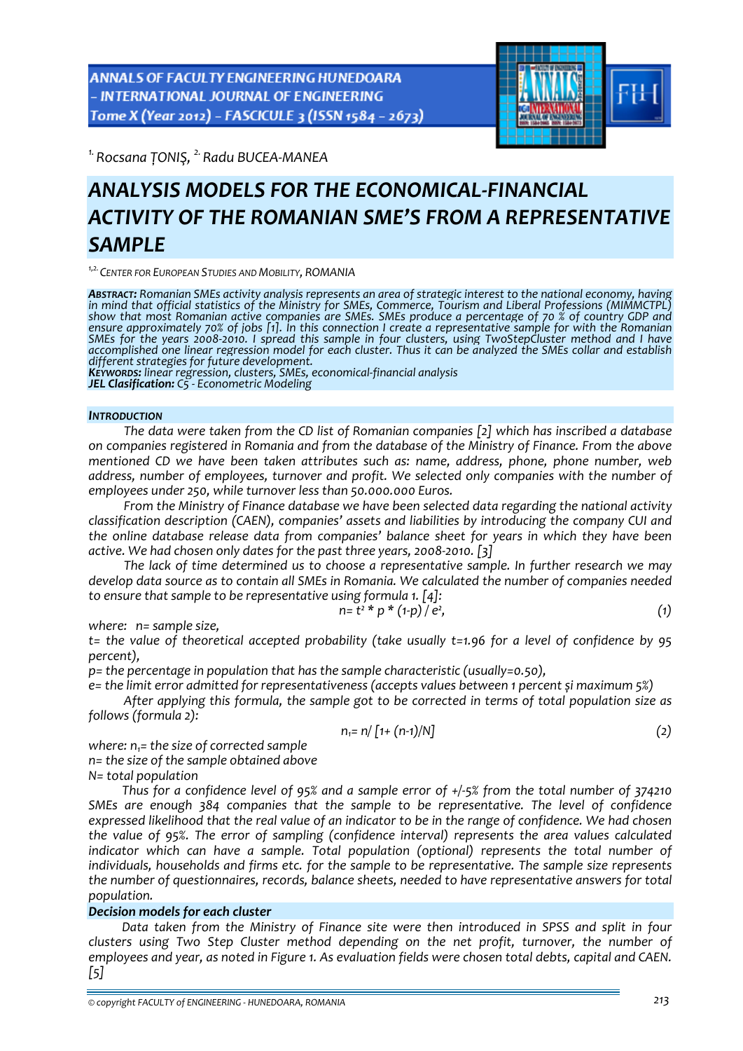[1.] Rocsana ȚONIȘ, [2.] Radu BUCEA-MANEA

# ANALYSIS MODELS FOR THE ECONOMICAL-FINANCIAL ACTIVITY OF THE ROMANIAN SME'S FROM A REPRESENTATIVE SAMPLE

[1,2.] CENTER FOR EUROPEAN STUDIES AND MOBILITY, ROMANIA

***ABSTRACT:*** *Romanian SMEs activity analysis represents an area of strategic interest to the national economy, having in mind that official statistics of the Ministry for SMEs, Commerce, Tourism and Liberal Professions (MIMMCTPL) show that most Romanian active companies are SMEs. SMEs produce a percentage of 70 % of country GDP and ensure approximately 70% of jobs [1]. In this connection I create a representative sample for with the Romanian SMEs for the years 2008-2010. I spread this sample in four clusters, using TwoStepCluster method and I have accomplished one linear regression model for each cluster. Thus it can be analyzed the SMEs collar and establish different strategies for future development.*
***KEYWORDS:*** *linear regression, clusters, SMEs, economical-financial analysis*
***JEL Clasification:*** *C5 - Econometric Modeling*

## INTRODUCTION

*The data were taken from the CD list of Romanian companies [2] which has inscribed a database on companies registered in Romania and from the database of the Ministry of Finance. From the above mentioned CD we have been taken attributes such as: name, address, phone, phone number, web address, number of employees, turnover and profit. We selected only companies with the number of employees under 250, while turnover less than 50.000.000 Euros.*

*From the Ministry of Finance database we have been selected data regarding the national activity classification description (CAEN), companies' assets and liabilities by introducing the company CUI and the online database release data from companies' balance sheet for years in which they have been active. We had chosen only dates for the past three years, 2008-2010. [3]*

*The lack of time determined us to choose a representative sample. In further research we may develop data source as to contain all SMEs in Romania. We calculated the number of companies needed to ensure that sample to be representative using formula 1. [4]:*

$$n = t^2 * p * (1-p) / e^2, \qquad (1)$$

*where: n= sample size,*
*t= the value of theoretical accepted probability (take usually t=1.96 for a level of confidence by 95 percent),*
*p= the percentage in population that has the sample characteristic (usually=0.50),*
*e= the limit error admitted for representativeness (accepts values between 1 percent și maximum 5%)*

*After applying this formula, the sample got to be corrected in terms of total population size as follows (formula 2):*

$$n_1 = n / [1 + (n-1)/N] \qquad (2)$$

*where: $n_1$= the size of corrected sample*
*n= the size of the sample obtained above*
*N= total population*

*Thus for a confidence level of 95% and a sample error of +/-5% from the total number of 374210 SMEs are enough 384 companies that the sample to be representative. The level of confidence expressed likelihood that the real value of an indicator to be in the range of confidence. We had chosen the value of 95%. The error of sampling (confidence interval) represents the area values calculated indicator which can have a sample. Total population (optional) represents the total number of individuals, households and firms etc. for the sample to be representative. The sample size represents the number of questionnaires, records, balance sheets, needed to have representative answers for total population.*

### *Decision models for each cluster*

*Data taken from the Ministry of Finance site were then introduced in SPSS and split in four clusters using Two Step Cluster method depending on the net profit, turnover, the number of employees and year, as noted in Figure 1. As evaluation fields were chosen total debts, capital and CAEN. [5]*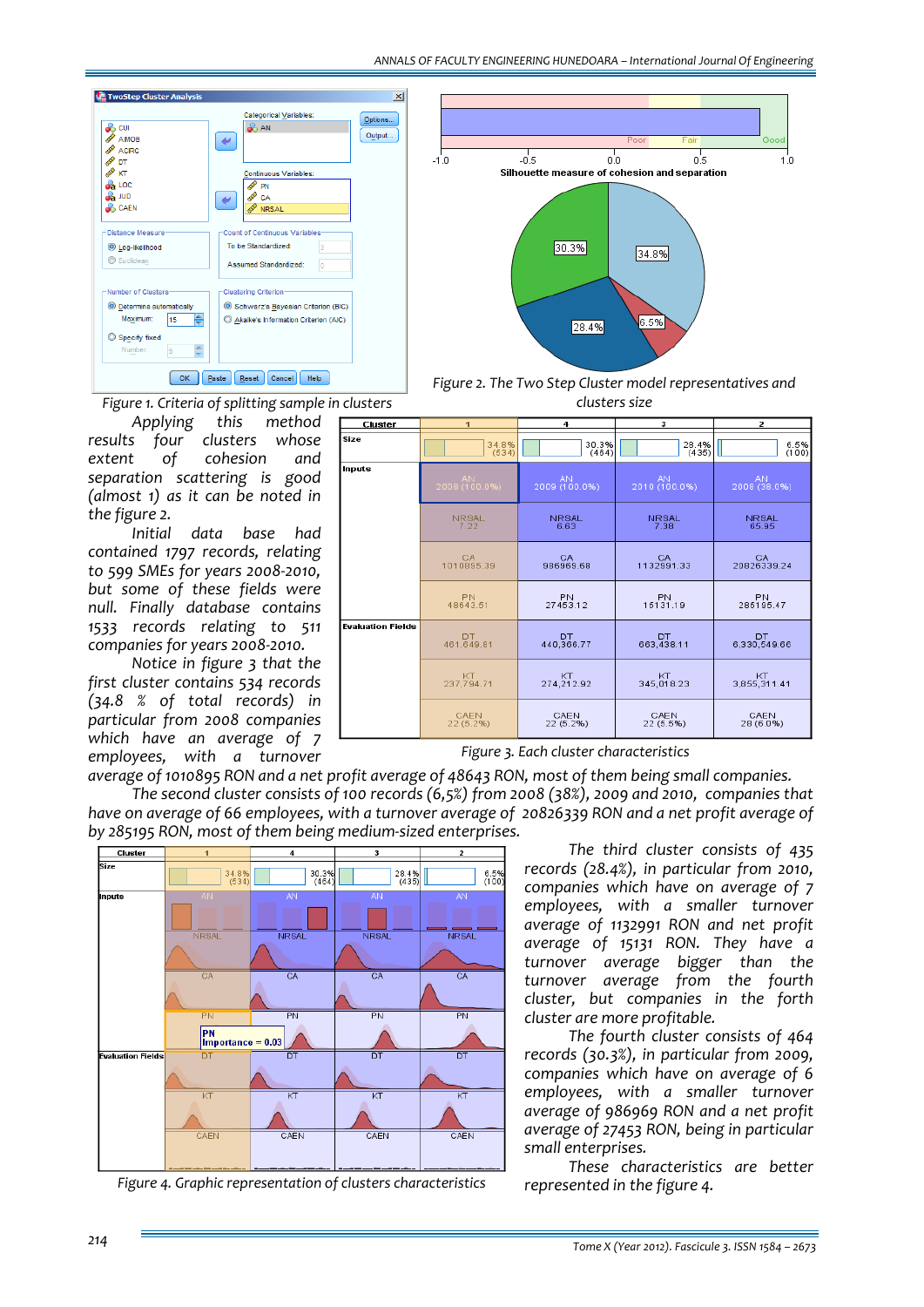Figure 1. Criteria of splitting sample in clusters

Figure 2. The Two Step Cluster model representatives and clusters size

Applying this method results four clusters whose extent of cohesion and separation scattering is good (almost 1) as it can be noted in the figure 2.

Initial data base had contained 1797 records, relating to 599 SMEs for years 2008-2010, but some of these fields were null. Finally database contains 1533 records relating to 511 companies for years 2008-2010.

Notice in figure 3 that the first cluster contains 534 records (34.8 % of total records) in particular from 2008 companies which have an average of 7 employees, with a turnover average of 1010895 RON and a net profit average of 48643 RON, most of them being small companies.

| Cluster | 1 | 4 | 3 | 2 |
|---|---|---|---|---|
| Size | 34.8% (534) | 30.3% (464) | 28.4% (435) | 6.5% (100) |
| Inputs | AN 2008 (100.0%) | AN 2009 (100.0%) | AN 2010 (100.0%) | AN 2008 (38.0%) |
| | NRSAL 7.22 | NRSAL 6.63 | NRSAL 7.38 | NRSAL 65.95 |
| | CA 1010895.39 | CA 986969.68 | CA 1132991.33 | CA 20826339.24 |
| | PN 48643.51 | PN 27453.12 | PN 15131.19 | PN 285195.47 |
| Evaluation Fields | DT 461,649.81 | DT 440,366.77 | DT 663,438.11 | DT 6,330,549.66 |
| | KT 237,794.71 | KT 274,212.92 | KT 345,018.23 | KT 3,855,311.41 |
| | CAEN 22 (5.2%) | CAEN 22 (5.2%) | CAEN 22 (5.5%) | CAEN 28 (6.0%) |

Figure 3. Each cluster characteristics

The second cluster consists of 100 records (6,5%) from 2008 (38%), 2009 and 2010, companies that have on average of 66 employees, with a turnover average of 20826339 RON and a net profit average of by 285195 RON, most of them being medium-sized enterprises.

Figure 4. Graphic representation of clusters characteristics

The third cluster consists of 435 records (28.4%), in particular from 2010, companies which have on average of 7 employees, with a smaller turnover average of 1132991 RON and net profit average of 15131 RON. They have a turnover average bigger than the turnover average from the fourth cluster, but companies in the forth cluster are more profitable.

The fourth cluster consists of 464 records (30.3%), in particular from 2009, companies which have on average of 6 employees, with a smaller turnover average of 986969 RON and a net profit average of 27453 RON, being in particular small enterprises.

These characteristics are better represented in the figure 4.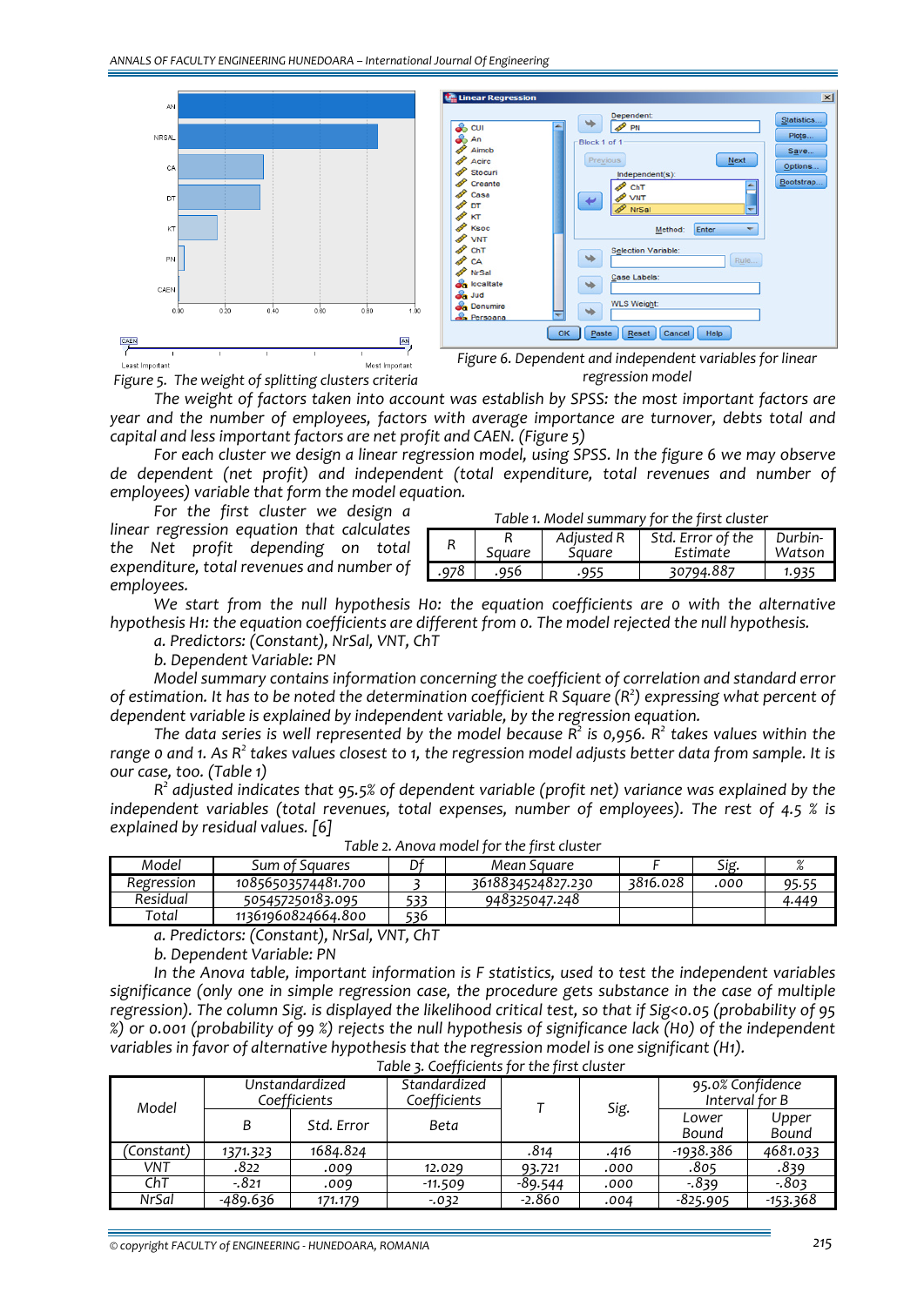Figure 5. The weight of splitting clusters criteria

Figure 6. Dependent and independent variables for linear regression model

The weight of factors taken into account was establish by SPSS: the most important factors are year and the number of employees, factors with average importance are turnover, debts total and capital and less important factors are net profit and CAEN. (Figure 5)

For each cluster we design a linear regression model, using SPSS. In the figure 6 we may observe de dependent (net profit) and independent (total expenditure, total revenues and number of employees) variable that form the model equation.

For the first cluster we design a linear regression equation that calculates the Net profit depending on total expenditure, total revenues and number of employees.

Table 1. Model summary for the first cluster

| R | R Square | Adjusted R Square | Std. Error of the Estimate | Durbin-Watson |
|---|---|---|---|---|
| .978 | .956 | .955 | 30794.887 | 1.935 |

We start from the null hypothesis H0: the equation coefficients are 0 with the alternative hypothesis H1: the equation coefficients are different from 0. The model rejected the null hypothesis.

a. Predictors: (Constant), NrSal, VNT, ChT

b. Dependent Variable: PN

Model summary contains information concerning the coefficient of correlation and standard error of estimation. It has to be noted the determination coefficient R Square ($R^2$) expressing what percent of dependent variable is explained by independent variable, by the regression equation.

The data series is well represented by the model because $R^2$ is 0,956. $R^2$ takes values within the range 0 and 1. As $R^2$ takes values closest to 1, the regression model adjusts better data from sample. It is our case, too. (Table 1)

$R^2$ adjusted indicates that 95.5% of dependent variable (profit net) variance was explained by the independent variables (total revenues, total expenses, number of employees). The rest of 4.5 % is explained by residual values. [6]

Table 2. Anova model for the first cluster

| Model | Sum of Squares | Df | Mean Square | F | Sig. | % |
|---|---|---|---|---|---|---|
| Regression | 108565035744481.700 | 3 | 36188345248827.230 | 3816.028 | .000 | 95.55 |
| Residual | 505457250183.095 | 533 | 948325047.248 | | | 4.449 |
| Total | 113619608246664.800 | 536 | | | | |

a. Predictors: (Constant), NrSal, VNT, ChT

b. Dependent Variable: PN

In the Anova table, important information is F statistics, used to test the independent variables significance (only one in simple regression case, the procedure gets substance in the case of multiple regression). The column Sig. is displayed the likelihood critical test, so that if Sig<0.05 (probability of 95 %) or 0.001 (probability of 99 %) rejects the null hypothesis of significance lack (H0) of the independent variables in favor of alternative hypothesis that the regression model is one significant (H1).

Table 3. Coefficients for the first cluster

| Model | Unstandardized Coefficients | | Standardized Coefficients | T | Sig. | 95.0% Confidence Interval for B | |
|---|---|---|---|---|---|---|---|
| | B | Std. Error | Beta | | | Lower Bound | Upper Bound |
| (Constant) | 1371.323 | 1684.824 | | .814 | .416 | -1938.386 | 4681.033 |
| VNT | .822 | .009 | 12.029 | 93.721 | .000 | .805 | .839 |
| ChT | -.821 | .009 | -11.509 | -89.544 | .000 | -.839 | -.803 |
| NrSal | -489.636 | 171.179 | -.032 | -2.860 | .004 | -825.905 | -153.368 |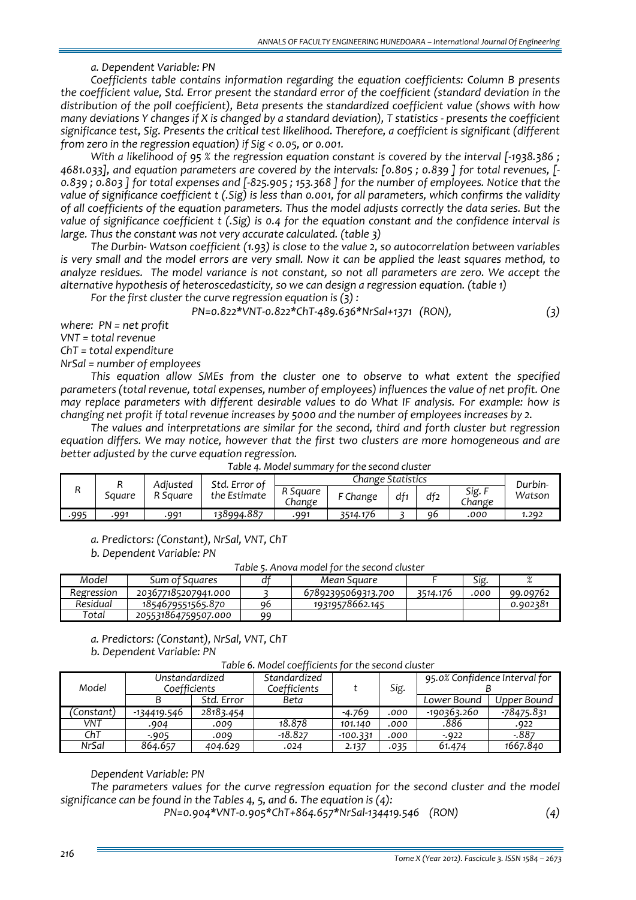*a. Dependent Variable: PN*

*Coefficients table contains information regarding the equation coefficients: Column B presents the coefficient value, Std. Error present the standard error of the coefficient (standard deviation in the distribution of the poll coefficient), Beta presents the standardized coefficient value (shows with how many deviations Y changes if X is changed by a standard deviation), T statistics - presents the coefficient significance test, Sig. Presents the critical test likelihood. Therefore, a coefficient is significant (different from zero in the regression equation) if Sig < 0.05, or 0.001.*

*With a likelihood of 95 % the regression equation constant is covered by the interval [-1938.386 ; 4681.033], and equation parameters are covered by the intervals: [0.805 ; 0.839 ] for total revenues, [-0.839 ; 0.803 ] for total expenses and [-825.905 ; 153.368 ] for the number of employees. Notice that the value of significance coefficient t (.Sig) is less than 0.001, for all parameters, which confirms the validity of all coefficients of the equation parameters. Thus the model adjusts correctly the data series. But the value of significance coefficient t (.Sig) is 0.4 for the equation constant and the confidence interval is large. Thus the constant was not very accurate calculated. (table 3)*

*The Durbin- Watson coefficient (1.93) is close to the value 2, so autocorrelation between variables is very small and the model errors are very small. Now it can be applied the least squares method, to analyze residues. The model variance is not constant, so not all parameters are zero. We accept the alternative hypothesis of heteroscedasticity, so we can design a regression equation. (table 1)*

*For the first cluster the curve regression equation is (3) :*

$$PN=0.822*VNT-0.822*ChT-489.636*NrSal+1371 \quad (RON), \qquad (3)$$

*where: PN = net profit*
*VNT = total revenue*
*ChT = total expenditure*
*NrSal = number of employees*

*This equation allow SMEs from the cluster one to observe to what extent the specified parameters (total revenue, total expenses, number of employees) influences the value of net profit. One may replace parameters with different desirable values to do What IF analysis. For example: how is changing net profit if total revenue increases by 5000 and the number of employees increases by 2.*

*The values and interpretations are similar for the second, third and forth cluster but regression equation differs. We may notice, however that the first two clusters are more homogeneous and are better adjusted by the curve equation regression.*

*Table 4. Model summary for the second cluster*

| R | R Square | Adjusted R Square | Std. Error of the Estimate | Change Statistics | | | | | Durbin-Watson |
|---|---|---|---|---|---|---|---|---|---|
| | | | | R Square Change | F Change | df1 | df2 | Sig. F Change | |
| .995 | .991 | .991 | 138994.887 | .991 | 3514.176 | 3 | 96 | .000 | 1.292 |

*a. Predictors: (Constant), NrSal, VNT, ChT*
*b. Dependent Variable: PN*

*Table 5. Anova model for the second cluster*

| Model | Sum of Squares | df | Mean Square | F | Sig. | % |
|---|---|---|---|---|---|---|
| Regression | 203677185207941.000 | 3 | 67892395069313.700 | 3514.176 | .000 | 99.09762 |
| Residual | 1854679551565.870 | 96 | 19319578662.145 | | | 0.902381 |
| Total | 205531864759507.000 | 99 | | | | |

*a. Predictors: (Constant), NrSal, VNT, ChT*
*b. Dependent Variable: PN*

*Table 6. Model coefficients for the second cluster*

| Model | Unstandardized Coefficients | | Standardized Coefficients | t | Sig. | 95.0% Confidence Interval for B | |
|---|---|---|---|---|---|---|---|
| | B | Std. Error | Beta | | | Lower Bound | Upper Bound |
| (Constant) | -134419.546 | 28183.454 | | -4.769 | .000 | -190363.260 | -78475.831 |
| VNT | .904 | .009 | 18.878 | 101.140 | .000 | .886 | .922 |
| ChT | -.905 | .009 | -18.827 | -100.331 | .000 | -.922 | -.887 |
| NrSal | 864.657 | 404.629 | .024 | 2.137 | .035 | 61.474 | 1667.840 |

*Dependent Variable: PN*

*The parameters values for the curve regression equation for the second cluster and the model significance can be found in the Tables 4, 5, and 6. The equation is (4):*

$$PN=0.904*VNT-0.905*ChT+864.657*NrSal-134419.546 \quad (RON) \qquad (4)$$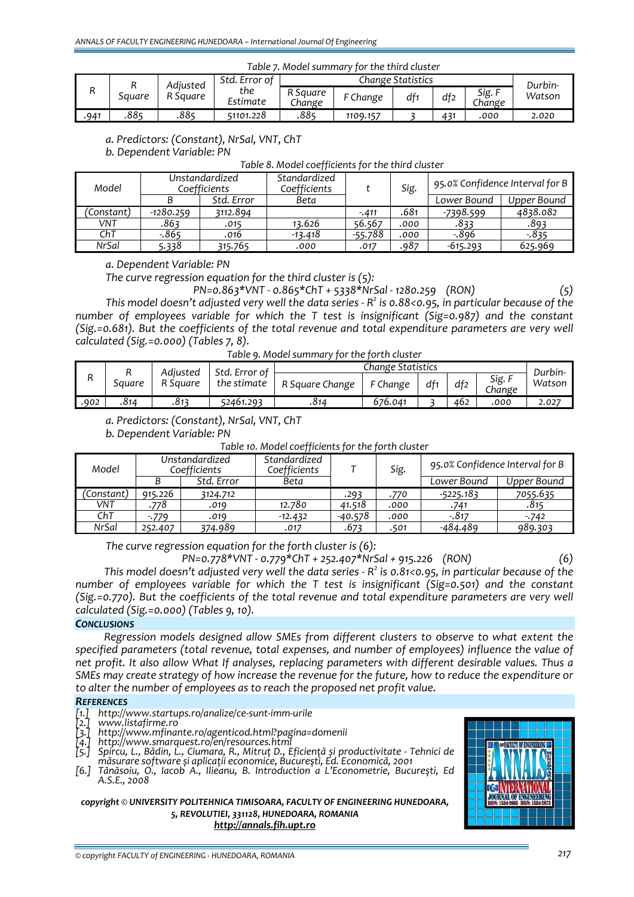Table 7. Model summary for the third cluster

| R | R Square | Adjusted R Square | Std. Error of the Estimate | Change Statistics | | | | | Durbin-Watson |
|---|---|---|---|---|---|---|---|---|---|
| | | | | R Square Change | F Change | df1 | df2 | Sig. F Change | |
| .941 | .885 | .885 | 51101.228 | .885 | 1109.157 | 3 | 431 | .000 | 2.020 |

*a. Predictors: (Constant), NrSal, VNT, ChT*

*b. Dependent Variable: PN*

Table 8. Model coefficients for the third cluster

| Model | Unstandardized Coefficients | | Standardized Coefficients | t | Sig. | 95.0% Confidence Interval for B | |
|---|---|---|---|---|---|---|---|
| | B | Std. Error | Beta | | | Lower Bound | Upper Bound |
| (Constant) | -1280.259 | 3112.894 | | -.411 | .681 | -7398.599 | 4838.082 |
| VNT | .863 | .015 | 13.626 | 56.567 | .000 | .833 | .893 |
| ChT | -.865 | .016 | -13.418 | -55.788 | .000 | -.896 | -.835 |
| NrSal | 5.338 | 315.765 | .000 | .017 | .987 | -615.293 | 625.969 |

*a. Dependent Variable: PN*

The curve regression equation for the third cluster is (5):

$$PN=0.863*VNT - 0.865*ChT + 5338*NrSal - 1280.259 \quad (RON) \qquad (5)$$

This model doesn't adjusted very well the data series - $R^2$ is 0.88<0.95, in particular because of the number of employees variable for which the T test is insignificant (Sig=0.987) and the constant (Sig.=0.681). But the coefficients of the total revenue and total expenditure parameters are very well calculated (Sig.=0.000) (Tables 7, 8).

Table 9. Model summary for the forth cluster

| R | R Square | Adjusted R Square | Std. Error of the stimate | Change Statistics | | | | | Durbin-Watson |
|---|---|---|---|---|---|---|---|---|---|
| | | | | R Square Change | F Change | df1 | df2 | Sig. F Change | |
| .902 | .814 | .813 | 52461.293 | .814 | 676.041 | 3 | 462 | .000 | 2.027 |

*a. Predictors: (Constant), NrSal, VNT, ChT*

*b. Dependent Variable: PN*

Table 10. Model coefficients for the forth cluster

| Model | Unstandardized Coefficients | | Standardized Coefficients | T | Sig. | 95.0% Confidence Interval for B | |
|---|---|---|---|---|---|---|---|
| | B | Std. Error | Beta | | | Lower Bound | Upper Bound |
| (Constant) | 915.226 | 3124.712 | | .293 | .770 | -5225.183 | 7055.635 |
| VNT | .778 | .019 | 12.780 | 41.518 | .000 | .741 | .815 |
| ChT | -.779 | .019 | -12.432 | -40.578 | .000 | -.817 | -.742 |
| NrSal | 252.407 | 374.989 | .017 | .673 | .501 | -484.489 | 989.303 |

The curve regression equation for the forth cluster is (6):

$$PN=0.778*VNT - 0.779*ChT + 252.407*NrSal + 915.226 \quad (RON) \qquad (6)$$

This model doesn't adjusted very well the data series - $R^2$ is 0.81<0.95, in particular because of the number of employees variable for which the T test is insignificant (Sig=0.501) and the constant (Sig.=0.770). But the coefficients of the total revenue and total expenditure parameters are very well calculated (Sig.=0.000) (Tables 9, 10).

## CONCLUSIONS

Regression models designed allow SMEs from different clusters to observe to what extent the specified parameters (total revenue, total expenses, and number of employees) influence the value of net profit. It also allow What If analyses, replacing parameters with different desirable values. Thus a SMEs may create strategy of how increase the revenue for the future, how to reduce the expenditure or to alter the number of employees as to reach the proposed net profit value.

## REFERENCES

[1.] http://www.startups.ro/analize/ce-sunt-imm-urile
[2.] www.listafirme.ro
[3.] http://www.mfinante.ro/agenticod.html?pagina=domenii
[4.] http://www.smarquest.ro/en/resources.html
[5.] Spircu, L., Bădin, L., Ciumara, R., Mitruț D., Eficiență și productivitate - Tehnici de măsurare software și aplicații economice, București, Ed. Economică, 2001
[6.] Tănăsoiu, O., Iacob A., Ilieanu, B. Introduction a L'Econometrie, București, Ed A.S.E., 2008

**copyright © UNIVERSITY POLITEHNICA TIMISOARA, FACULTY OF ENGINEERING HUNEDOARA, 5, REVOLUTIEI, 331128, HUNEDOARA, ROMANIA**
**http://annals.fih.upt.ro**